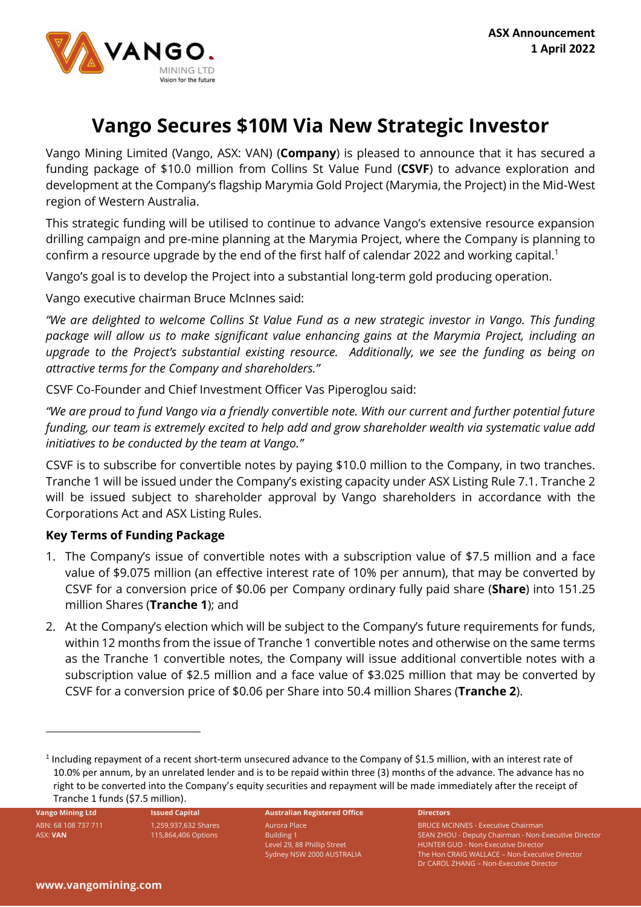**ASX Announcement**
**1 April 2022**

# Vango Secures $10M Via New Strategic Investor

Vango Mining Limited (Vango, ASX: VAN) (**Company**) is pleased to announce that it has secured a funding package of $10.0 million from Collins St Value Fund (**CSVF**) to advance exploration and development at the Company's flagship Marymia Gold Project (Marymia, the Project) in the Mid-West region of Western Australia.

This strategic funding will be utilised to continue to advance Vango's extensive resource expansion drilling campaign and pre-mine planning at the Marymia Project, where the Company is planning to confirm a resource upgrade by the end of the first half of calendar 2022 and working capital.[1]

Vango's goal is to develop the Project into a substantial long-term gold producing operation.

Vango executive chairman Bruce McInnes said:

*"We are delighted to welcome Collins St Value Fund as a new strategic investor in Vango. This funding package will allow us to make significant value enhancing gains at the Marymia Project, including an upgrade to the Project's substantial existing resource. Additionally, we see the funding as being on attractive terms for the Company and shareholders."*

CSVF Co-Founder and Chief Investment Officer Vas Piperoglou said:

*"We are proud to fund Vango via a friendly convertible note. With our current and further potential future funding, our team is extremely excited to help add and grow shareholder wealth via systematic value add initiatives to be conducted by the team at Vango."*

CSVF is to subscribe for convertible notes by paying $10.0 million to the Company, in two tranches. Tranche 1 will be issued under the Company's existing capacity under ASX Listing Rule 7.1. Tranche 2 will be issued subject to shareholder approval by Vango shareholders in accordance with the Corporations Act and ASX Listing Rules.

**Key Terms of Funding Package**

1. The Company's issue of convertible notes with a subscription value of $7.5 million and a face value of $9.075 million (an effective interest rate of 10% per annum), that may be converted by CSVF for a conversion price of $0.06 per Company ordinary fully paid share (**Share**) into 151.25 million Shares (**Tranche 1**); and
2. At the Company's election which will be subject to the Company's future requirements for funds, within 12 months from the issue of Tranche 1 convertible notes and otherwise on the same terms as the Tranche 1 convertible notes, the Company will issue additional convertible notes with a subscription value of $2.5 million and a face value of $3.025 million that may be converted by CSVF for a conversion price of $0.06 per Share into 50.4 million Shares (**Tranche 2**).

---

[1] Including repayment of a recent short-term unsecured advance to the Company of $1.5 million, with an interest rate of 10.0% per annum, by an unrelated lender and is to be repaid within three (3) months of the advance. The advance has no right to be converted into the Company's equity securities and repayment will be made immediately after the receipt of Tranche 1 funds ($7.5 million).

**Vango Mining Ltd**
ABN: 68 108 737 711
ASX: **VAN**

**Issued Capital**
1,259,937,632 Shares
115,864,406 Options

**Australian Registered Office**
Aurora Place
Building 1
Level 29, 88 Phillip Street
Sydney NSW 2000 AUSTRALIA

**Directors**
BRUCE MCINNES - Executive Chairman
SEAN ZHOU - Deputy Chairman - Non-Executive Director
HUNTER GUO - Non-Executive Director
The Hon CRAIG WALLACE – Non-Executive Director
Dr CAROL ZHANG – Non-Executive Director

**www.vangomining.com**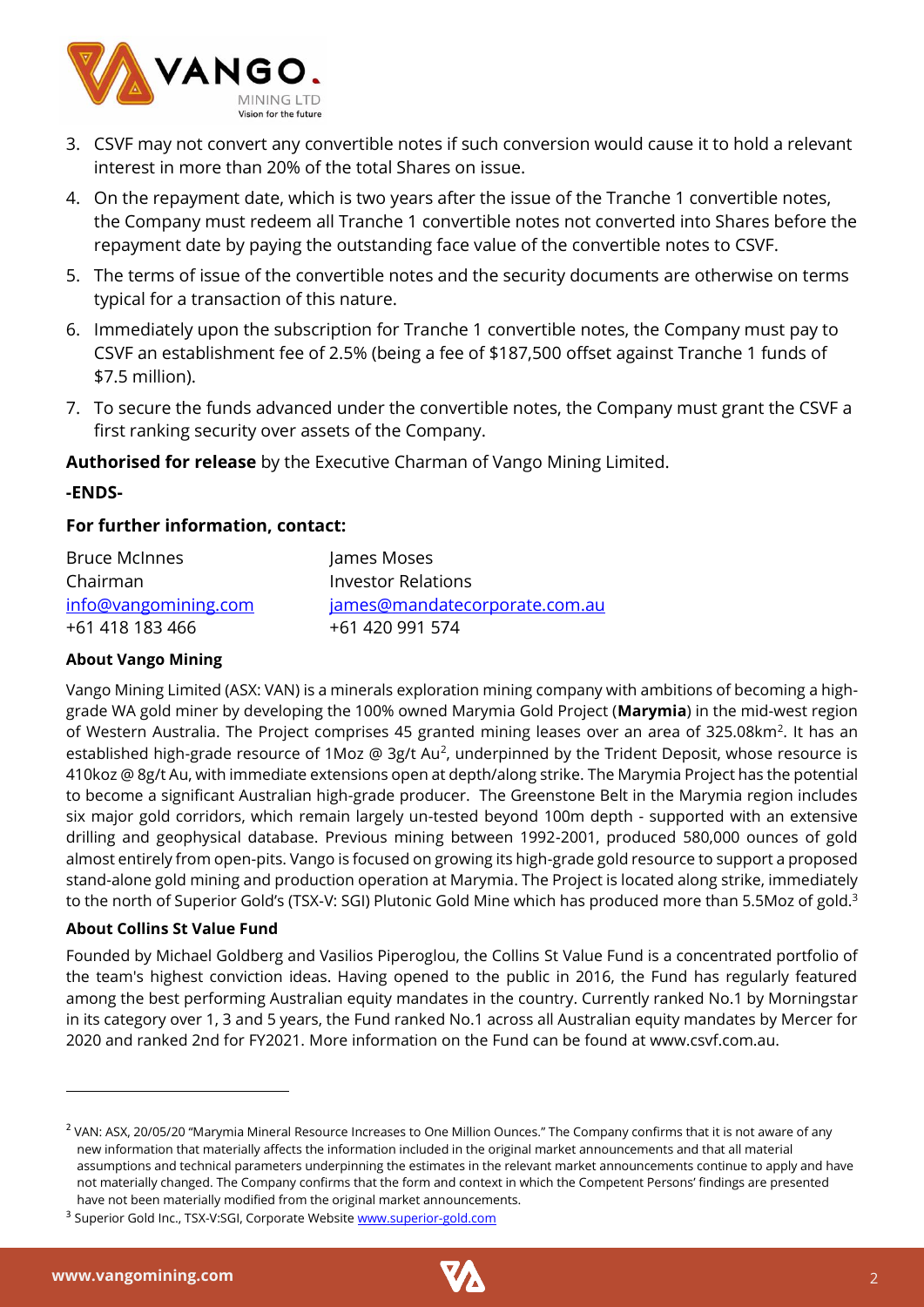3. CSVF may not convert any convertible notes if such conversion would cause it to hold a relevant interest in more than 20% of the total Shares on issue.
4. On the repayment date, which is two years after the issue of the Tranche 1 convertible notes, the Company must redeem all Tranche 1 convertible notes not converted into Shares before the repayment date by paying the outstanding face value of the convertible notes to CSVF.
5. The terms of issue of the convertible notes and the security documents are otherwise on terms typical for a transaction of this nature.
6. Immediately upon the subscription for Tranche 1 convertible notes, the Company must pay to CSVF an establishment fee of 2.5% (being a fee of $187,500 offset against Tranche 1 funds of $7.5 million).
7. To secure the funds advanced under the convertible notes, the Company must grant the CSVF a first ranking security over assets of the Company.

**Authorised for release** by the Executive Charman of Vango Mining Limited.

**-ENDS-**

**For further information, contact:**

| | |
|---|---|
| Bruce McInnes | James Moses |
| Chairman | Investor Relations |
| info@vangomining.com | james@mandatecorporate.com.au |
| +61 418 183 466 | +61 420 991 574 |

**About Vango Mining**

Vango Mining Limited (ASX: VAN) is a minerals exploration mining company with ambitions of becoming a high-grade WA gold miner by developing the 100% owned Marymia Gold Project (**Marymia**) in the mid-west region of Western Australia. The Project comprises 45 granted mining leases over an area of 325.08km$^2$. It has an established high-grade resource of 1Moz @ 3g/t Au[2], underpinned by the Trident Deposit, whose resource is 410koz @ 8g/t Au, with immediate extensions open at depth/along strike. The Marymia Project has the potential to become a significant Australian high-grade producer. The Greenstone Belt in the Marymia region includes six major gold corridors, which remain largely un-tested beyond 100m depth - supported with an extensive drilling and geophysical database. Previous mining between 1992-2001, produced 580,000 ounces of gold almost entirely from open-pits. Vango is focused on growing its high-grade gold resource to support a proposed stand-alone gold mining and production operation at Marymia. The Project is located along strike, immediately to the north of Superior Gold's (TSX-V: SGI) Plutonic Gold Mine which has produced more than 5.5Moz of gold.[3]

**About Collins St Value Fund**

Founded by Michael Goldberg and Vasilios Piperoglou, the Collins St Value Fund is a concentrated portfolio of the team's highest conviction ideas. Having opened to the public in 2016, the Fund has regularly featured among the best performing Australian equity mandates in the country. Currently ranked No.1 by Morningstar in its category over 1, 3 and 5 years, the Fund ranked No.1 across all Australian equity mandates by Mercer for 2020 and ranked 2nd for FY2021. More information on the Fund can be found at www.csvf.com.au.

---

[2] VAN: ASX, 20/05/20 "Marymia Mineral Resource Increases to One Million Ounces." The Company confirms that it is not aware of any new information that materially affects the information included in the original market announcements and that all material assumptions and technical parameters underpinning the estimates in the relevant market announcements continue to apply and have not materially changed. The Company confirms that the form and context in which the Competent Persons' findings are presented have not been materially modified from the original market announcements.

[3] Superior Gold Inc., TSX-V:SGI, Corporate Website www.superior-gold.com